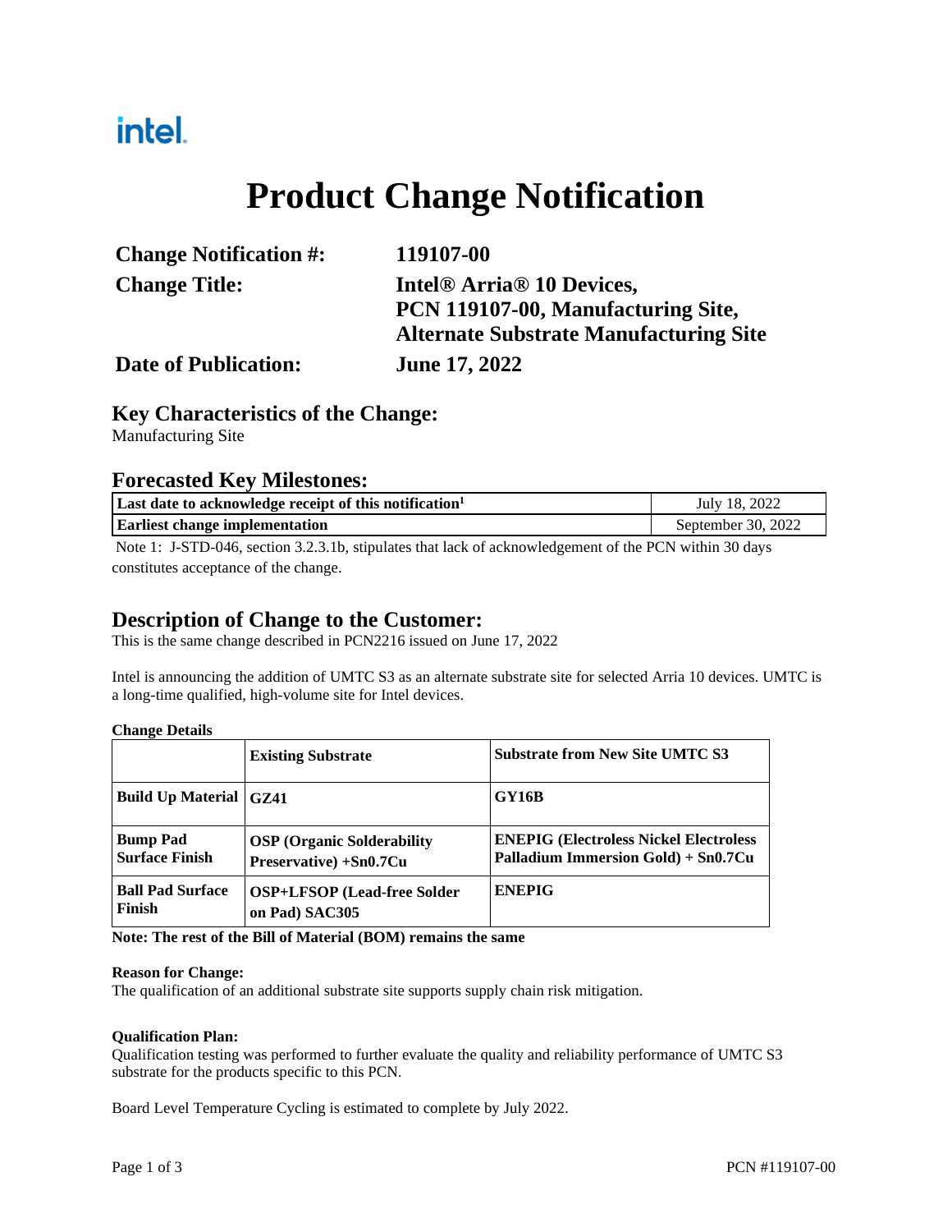intel.

# Product Change Notification

| | |
|---|---|
| **Change Notification #:** | **119107-00** |
| **Change Title:** | **Intel® Arria® 10 Devices, PCN 119107-00, Manufacturing Site, Alternate Substrate Manufacturing Site** |
| **Date of Publication:** | **June 17, 2022** |

## Key Characteristics of the Change:

Manufacturing Site

## Forecasted Key Milestones:

| | |
|---|---|
| **Last date to acknowledge receipt of this notification[1]** | July 18, 2022 |
| **Earliest change implementation** | September 30, 2022 |

Note 1: J-STD-046, section 3.2.3.1b, stipulates that lack of acknowledgement of the PCN within 30 days constitutes acceptance of the change.

## Description of Change to the Customer:

This is the same change described in PCN2216 issued on June 17, 2022

Intel is announcing the addition of UMTC S3 as an alternate substrate site for selected Arria 10 devices. UMTC is a long-time qualified, high-volume site for Intel devices.

**Change Details**

| | **Existing Substrate** | **Substrate from New Site UMTC S3** |
|---|---|---|
| **Build Up Material** | **GZ41** | **GY16B** |
| **Bump Pad Surface Finish** | **OSP (Organic Solderability Preservative) +Sn0.7Cu** | **ENEPIG (Electroless Nickel Electroless Palladium Immersion Gold) + Sn0.7Cu** |
| **Ball Pad Surface Finish** | **OSP+LFSOP (Lead-free Solder on Pad) SAC305** | **ENEPIG** |

**Note: The rest of the Bill of Material (BOM) remains the same**

**Reason for Change:**

The qualification of an additional substrate site supports supply chain risk mitigation.

**Qualification Plan:**

Qualification testing was performed to further evaluate the quality and reliability performance of UMTC S3 substrate for the products specific to this PCN.

Board Level Temperature Cycling is estimated to complete by July 2022.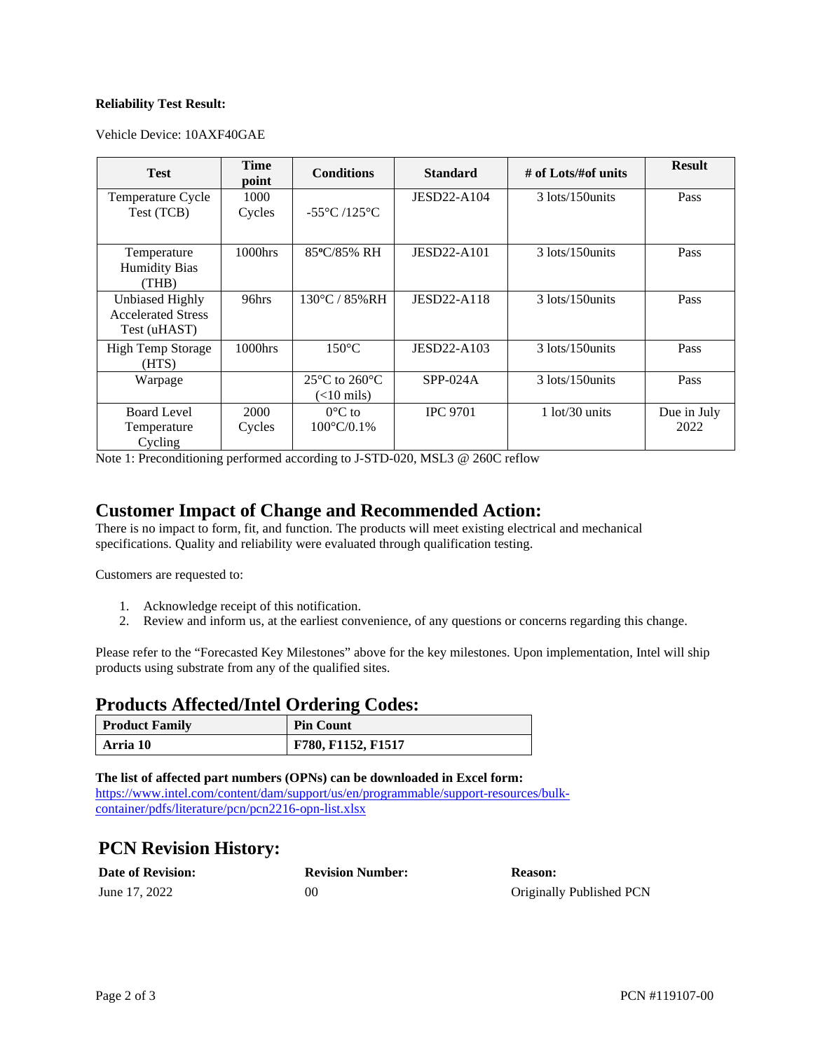**Reliability Test Result:**

Vehicle Device: 10AXF40GAE

| Test | Time point | Conditions | Standard | # of Lots/#of units | Result |
|---|---|---|---|---|---|
| Temperature Cycle Test (TCB) | 1000 Cycles | -55°C /125°C | JESD22-A104 | 3 lots/150units | Pass |
| Temperature Humidity Bias (THB) | 1000hrs | 85ºC/85% RH | JESD22-A101 | 3 lots/150units | Pass |
| Unbiased Highly Accelerated Stress Test (uHAST) | 96hrs | 130°C / 85%RH | JESD22-A118 | 3 lots/150units | Pass |
| High Temp Storage (HTS) | 1000hrs | 150°C | JESD22-A103 | 3 lots/150units | Pass |
| Warpage | | 25°C to 260°C (<10 mils) | SPP-024A | 3 lots/150units | Pass |
| Board Level Temperature Cycling | 2000 Cycles | 0°C to 100°C/0.1% | IPC 9701 | 1 lot/30 units | Due in July 2022 |

Note 1: Preconditioning performed according to J-STD-020, MSL3 @ 260C reflow

## Customer Impact of Change and Recommended Action:

There is no impact to form, fit, and function. The products will meet existing electrical and mechanical specifications. Quality and reliability were evaluated through qualification testing.

Customers are requested to:

1. Acknowledge receipt of this notification.
2. Review and inform us, at the earliest convenience, of any questions or concerns regarding this change.

Please refer to the "Forecasted Key Milestones" above for the key milestones. Upon implementation, Intel will ship products using substrate from any of the qualified sites.

## Products Affected/Intel Ordering Codes:

| Product Family | Pin Count |
|---|---|
| **Arria 10** | **F780, F1152, F1517** |

**The list of affected part numbers (OPNs) can be downloaded in Excel form:**
https://www.intel.com/content/dam/support/us/en/programmable/support-resources/bulk-container/pdfs/literature/pcn/pcn2216-opn-list.xlsx

## PCN Revision History:

| Date of Revision: | Revision Number: | Reason: |
|---|---|---|
| June 17, 2022 | 00 | Originally Published PCN |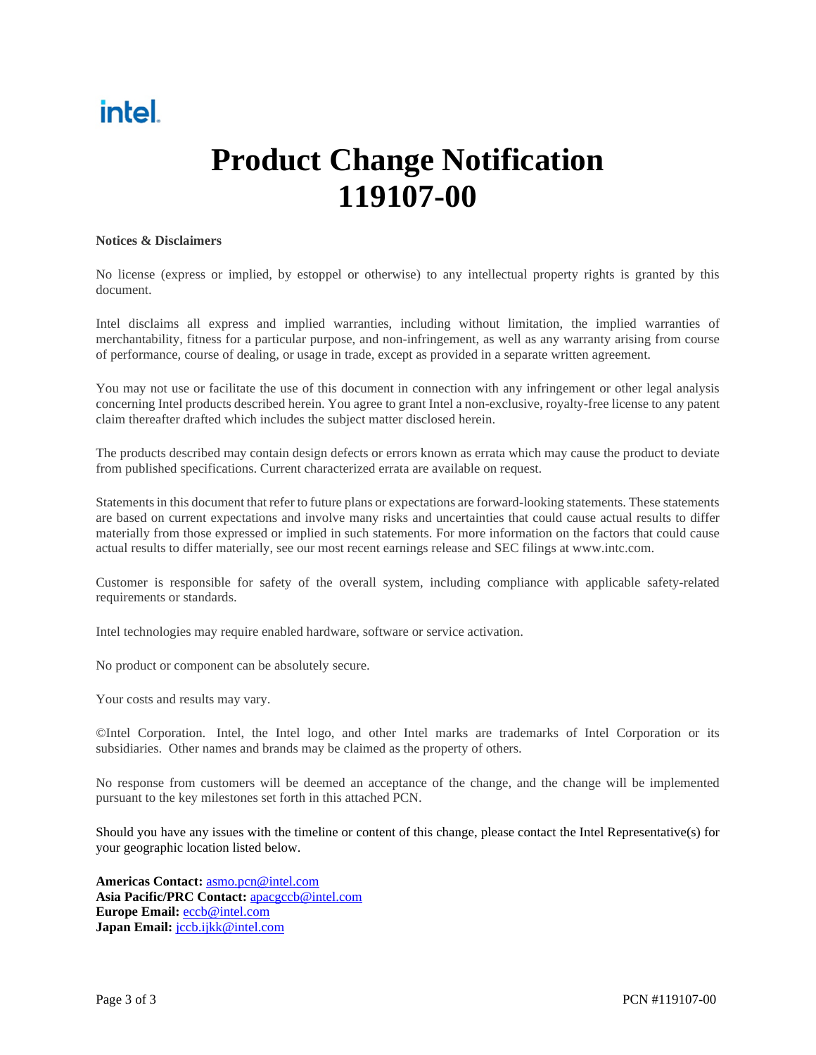intel.

# Product Change Notification 119107-00

**Notices & Disclaimers**

No license (express or implied, by estoppel or otherwise) to any intellectual property rights is granted by this document.

Intel disclaims all express and implied warranties, including without limitation, the implied warranties of merchantability, fitness for a particular purpose, and non-infringement, as well as any warranty arising from course of performance, course of dealing, or usage in trade, except as provided in a separate written agreement.

You may not use or facilitate the use of this document in connection with any infringement or other legal analysis concerning Intel products described herein. You agree to grant Intel a non-exclusive, royalty-free license to any patent claim thereafter drafted which includes the subject matter disclosed herein.

The products described may contain design defects or errors known as errata which may cause the product to deviate from published specifications. Current characterized errata are available on request.

Statements in this document that refer to future plans or expectations are forward-looking statements. These statements are based on current expectations and involve many risks and uncertainties that could cause actual results to differ materially from those expressed or implied in such statements. For more information on the factors that could cause actual results to differ materially, see our most recent earnings release and SEC filings at www.intc.com.

Customer is responsible for safety of the overall system, including compliance with applicable safety-related requirements or standards.

Intel technologies may require enabled hardware, software or service activation.

No product or component can be absolutely secure.

Your costs and results may vary.

©Intel Corporation. Intel, the Intel logo, and other Intel marks are trademarks of Intel Corporation or its subsidiaries. Other names and brands may be claimed as the property of others.

No response from customers will be deemed an acceptance of the change, and the change will be implemented pursuant to the key milestones set forth in this attached PCN.

Should you have any issues with the timeline or content of this change, please contact the Intel Representative(s) for your geographic location listed below.

**Americas Contact:** asmo.pcn@intel.com
**Asia Pacific/PRC Contact:** apacgccb@intel.com
**Europe Email:** eccb@intel.com
**Japan Email:** jccb.ijkk@intel.com